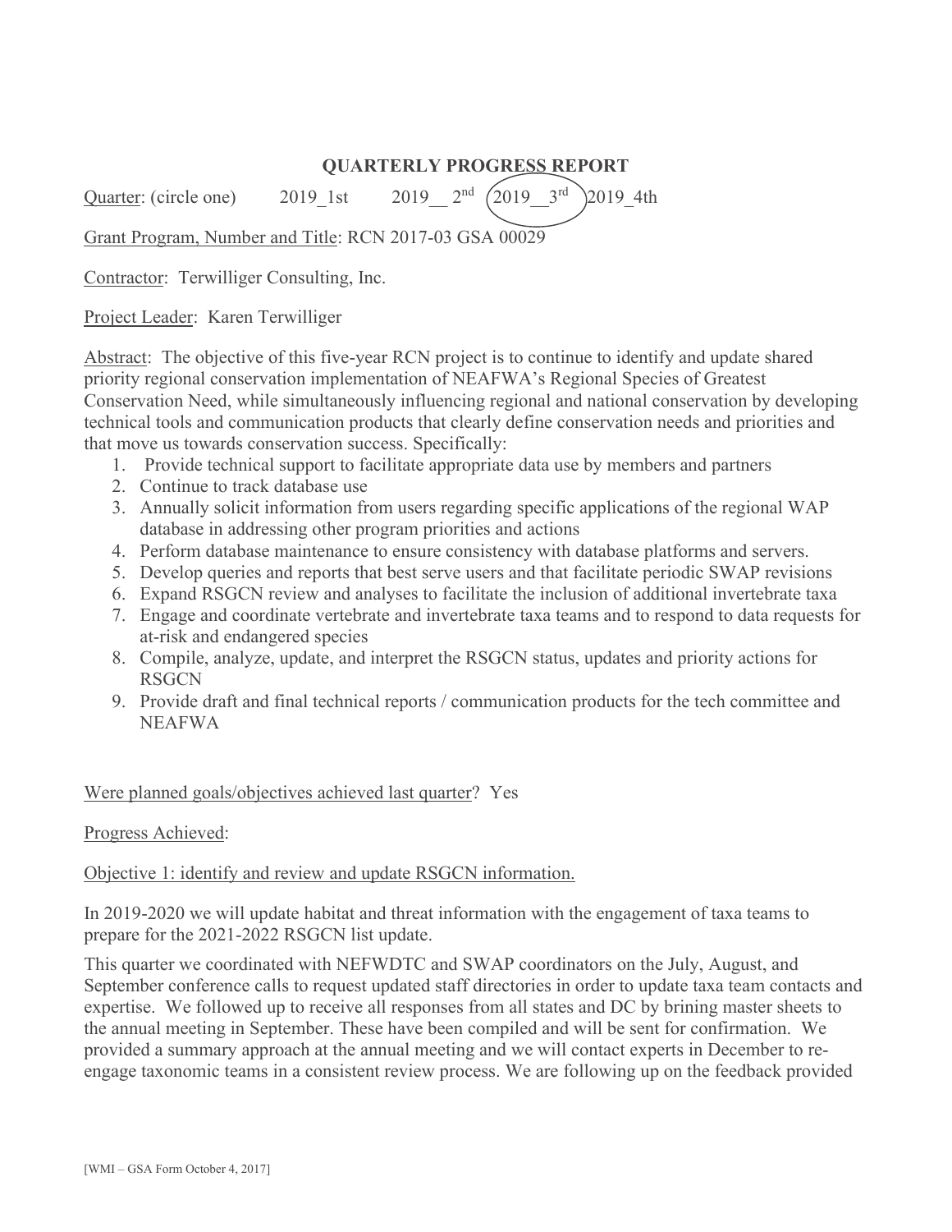**QUARTERLY PROGRESS REPORT**

Quarter: (circle one) 2019_1st 2019__ 2nd (2019__3rd) 2019_4th

Grant Program, Number and Title: RCN 2017-03 GSA 00029

Contractor: Terwilliger Consulting, Inc.

Project Leader: Karen Terwilliger

Abstract: The objective of this five-year RCN project is to continue to identify and update shared priority regional conservation implementation of NEAFWA's Regional Species of Greatest Conservation Need, while simultaneously influencing regional and national conservation by developing technical tools and communication products that clearly define conservation needs and priorities and that move us towards conservation success. Specifically:

1. Provide technical support to facilitate appropriate data use by members and partners
2. Continue to track database use
3. Annually solicit information from users regarding specific applications of the regional WAP database in addressing other program priorities and actions
4. Perform database maintenance to ensure consistency with database platforms and servers.
5. Develop queries and reports that best serve users and that facilitate periodic SWAP revisions
6. Expand RSGCN review and analyses to facilitate the inclusion of additional invertebrate taxa
7. Engage and coordinate vertebrate and invertebrate taxa teams and to respond to data requests for at-risk and endangered species
8. Compile, analyze, update, and interpret the RSGCN status, updates and priority actions for RSGCN
9. Provide draft and final technical reports / communication products for the tech committee and NEAFWA

Were planned goals/objectives achieved last quarter? Yes

Progress Achieved:

Objective 1: identify and review and update RSGCN information.

In 2019-2020 we will update habitat and threat information with the engagement of taxa teams to prepare for the 2021-2022 RSGCN list update.

This quarter we coordinated with NEFWDTC and SWAP coordinators on the July, August, and September conference calls to request updated staff directories in order to update taxa team contacts and expertise. We followed up to receive all responses from all states and DC by brining master sheets to the annual meeting in September. These have been compiled and will be sent for confirmation. We provided a summary approach at the annual meeting and we will contact experts in December to re-engage taxonomic teams in a consistent review process. We are following up on the feedback provided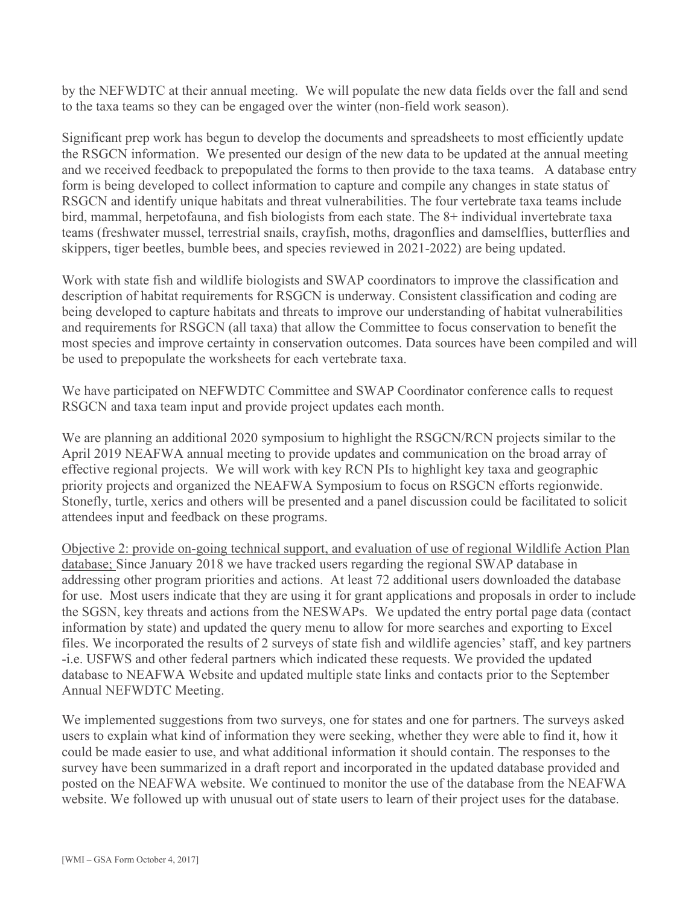by the NEFWDTC at their annual meeting. We will populate the new data fields over the fall and send to the taxa teams so they can be engaged over the winter (non-field work season).

Significant prep work has begun to develop the documents and spreadsheets to most efficiently update the RSGCN information. We presented our design of the new data to be updated at the annual meeting and we received feedback to prepopulated the forms to then provide to the taxa teams. A database entry form is being developed to collect information to capture and compile any changes in state status of RSGCN and identify unique habitats and threat vulnerabilities. The four vertebrate taxa teams include bird, mammal, herpetofauna, and fish biologists from each state. The 8+ individual invertebrate taxa teams (freshwater mussel, terrestrial snails, crayfish, moths, dragonflies and damselflies, butterflies and skippers, tiger beetles, bumble bees, and species reviewed in 2021-2022) are being updated.

Work with state fish and wildlife biologists and SWAP coordinators to improve the classification and description of habitat requirements for RSGCN is underway. Consistent classification and coding are being developed to capture habitats and threats to improve our understanding of habitat vulnerabilities and requirements for RSGCN (all taxa) that allow the Committee to focus conservation to benefit the most species and improve certainty in conservation outcomes. Data sources have been compiled and will be used to prepopulate the worksheets for each vertebrate taxa.

We have participated on NEFWDTC Committee and SWAP Coordinator conference calls to request RSGCN and taxa team input and provide project updates each month.

We are planning an additional 2020 symposium to highlight the RSGCN/RCN projects similar to the April 2019 NEAFWA annual meeting to provide updates and communication on the broad array of effective regional projects. We will work with key RCN PIs to highlight key taxa and geographic priority projects and organized the NEAFWA Symposium to focus on RSGCN efforts regionwide. Stonefly, turtle, xerics and others will be presented and a panel discussion could be facilitated to solicit attendees input and feedback on these programs.

Objective 2: provide on-going technical support, and evaluation of use of regional Wildlife Action Plan database; Since January 2018 we have tracked users regarding the regional SWAP database in addressing other program priorities and actions. At least 72 additional users downloaded the database for use. Most users indicate that they are using it for grant applications and proposals in order to include the SGSN, key threats and actions from the NESWAPs. We updated the entry portal page data (contact information by state) and updated the query menu to allow for more searches and exporting to Excel files. We incorporated the results of 2 surveys of state fish and wildlife agencies' staff, and key partners -i.e. USFWS and other federal partners which indicated these requests. We provided the updated database to NEAFWA Website and updated multiple state links and contacts prior to the September Annual NEFWDTC Meeting.

We implemented suggestions from two surveys, one for states and one for partners. The surveys asked users to explain what kind of information they were seeking, whether they were able to find it, how it could be made easier to use, and what additional information it should contain. The responses to the survey have been summarized in a draft report and incorporated in the updated database provided and posted on the NEAFWA website. We continued to monitor the use of the database from the NEAFWA website. We followed up with unusual out of state users to learn of their project uses for the database.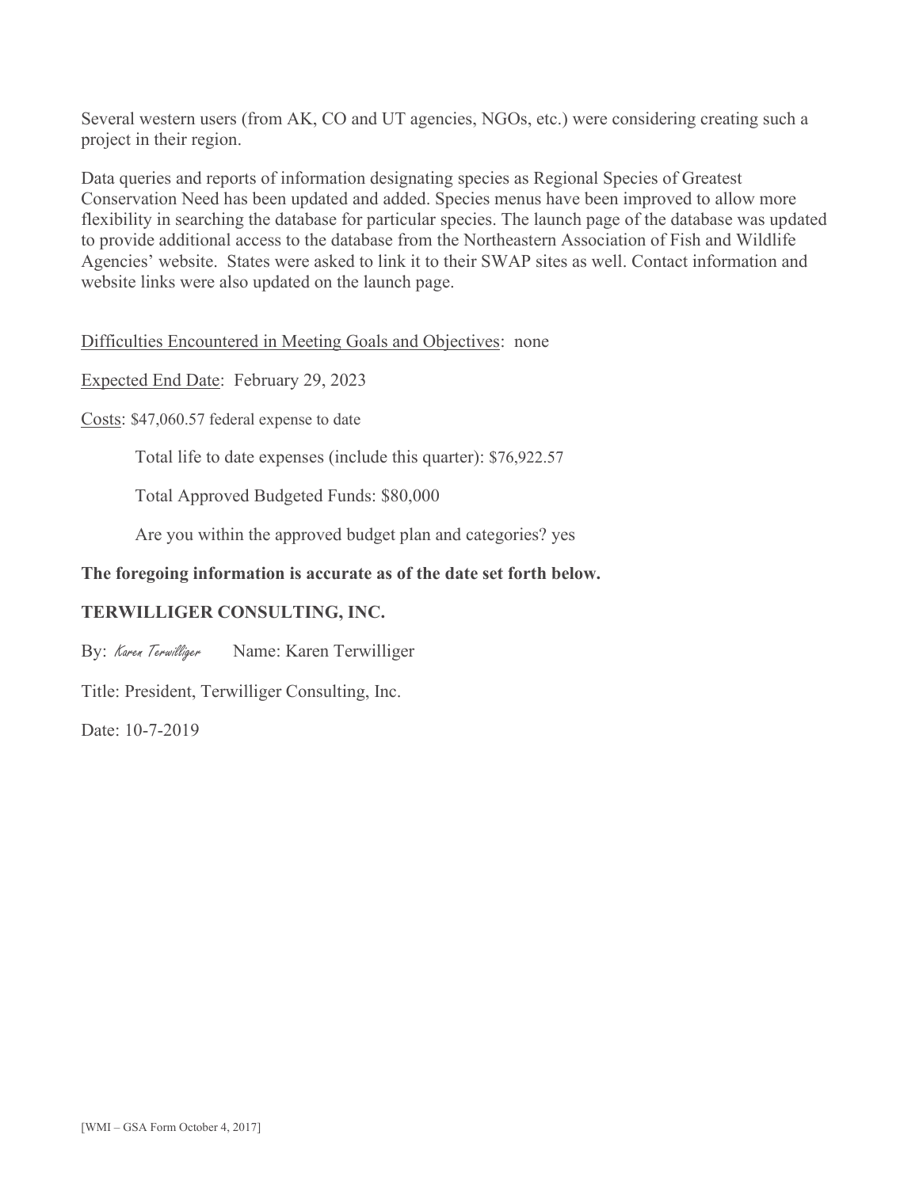Several western users (from AK, CO and UT agencies, NGOs, etc.) were considering creating such a project in their region.

Data queries and reports of information designating species as Regional Species of Greatest Conservation Need has been updated and added. Species menus have been improved to allow more flexibility in searching the database for particular species. The launch page of the database was updated to provide additional access to the database from the Northeastern Association of Fish and Wildlife Agencies' website. States were asked to link it to their SWAP sites as well. Contact information and website links were also updated on the launch page.

Difficulties Encountered in Meeting Goals and Objectives: none

Expected End Date: February 29, 2023

Costs: $47,060.57 federal expense to date

Total life to date expenses (include this quarter): $76,922.57

Total Approved Budgeted Funds: $80,000

Are you within the approved budget plan and categories? yes

**The foregoing information is accurate as of the date set forth below.**

**TERWILLIGER CONSULTING, INC.**

By: *Karen Terwilliger* Name: Karen Terwilliger

Title: President, Terwilliger Consulting, Inc.

Date: 10-7-2019

[WMI – GSA Form October 4, 2017]